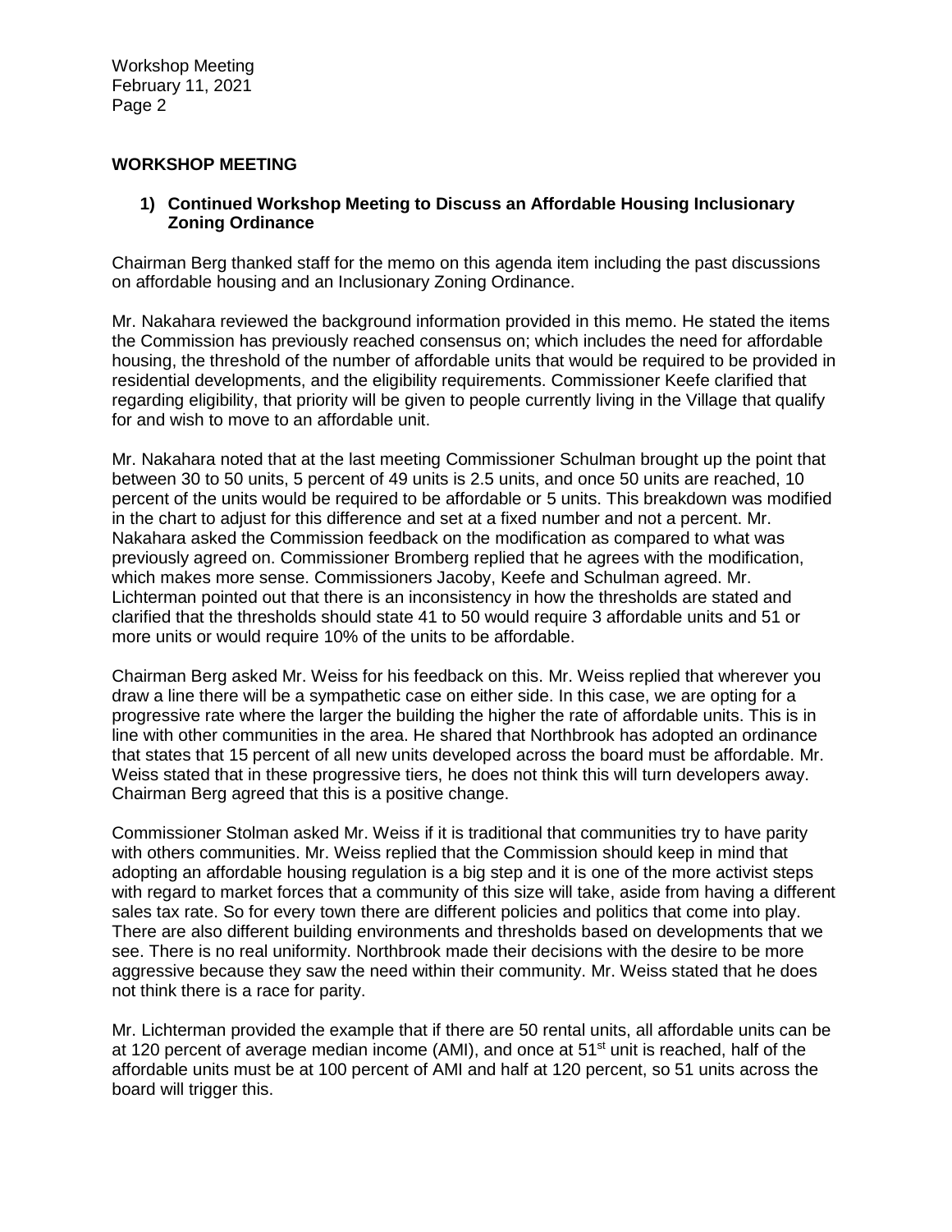## WORKSHOP MEETING

### 1) Continued Workshop Meeting to Discuss an Affordable Housing Inclusionary Zoning Ordinance

Chairman Berg thanked staff for the memo on this agenda item including the past discussions on affordable housing and an Inclusionary Zoning Ordinance.

Mr. Nakahara reviewed the background information provided in this memo. He stated the items the Commission has previously reached consensus on; which includes the need for affordable housing, the threshold of the number of affordable units that would be required to be provided in residential developments, and the eligibility requirements. Commissioner Keefe clarified that regarding eligibility, that priority will be given to people currently living in the Village that qualify for and wish to move to an affordable unit.

Mr. Nakahara noted that at the last meeting Commissioner Schulman brought up the point that between 30 to 50 units, 5 percent of 49 units is 2.5 units, and once 50 units are reached, 10 percent of the units would be required to be affordable or 5 units. This breakdown was modified in the chart to adjust for this difference and set at a fixed number and not a percent. Mr. Nakahara asked the Commission feedback on the modification as compared to what was previously agreed on. Commissioner Bromberg replied that he agrees with the modification, which makes more sense. Commissioners Jacoby, Keefe and Schulman agreed. Mr. Lichterman pointed out that there is an inconsistency in how the thresholds are stated and clarified that the thresholds should state 41 to 50 would require 3 affordable units and 51 or more units or would require 10% of the units to be affordable.

Chairman Berg asked Mr. Weiss for his feedback on this. Mr. Weiss replied that wherever you draw a line there will be a sympathetic case on either side. In this case, we are opting for a progressive rate where the larger the building the higher the rate of affordable units. This is in line with other communities in the area. He shared that Northbrook has adopted an ordinance that states that 15 percent of all new units developed across the board must be affordable. Mr. Weiss stated that in these progressive tiers, he does not think this will turn developers away. Chairman Berg agreed that this is a positive change.

Commissioner Stolman asked Mr. Weiss if it is traditional that communities try to have parity with others communities. Mr. Weiss replied that the Commission should keep in mind that adopting an affordable housing regulation is a big step and it is one of the more activist steps with regard to market forces that a community of this size will take, aside from having a different sales tax rate. So for every town there are different policies and politics that come into play. There are also different building environments and thresholds based on developments that we see. There is no real uniformity. Northbrook made their decisions with the desire to be more aggressive because they saw the need within their community. Mr. Weiss stated that he does not think there is a race for parity.

Mr. Lichterman provided the example that if there are 50 rental units, all affordable units can be at 120 percent of average median income (AMI), and once at 51st unit is reached, half of the affordable units must be at 100 percent of AMI and half at 120 percent, so 51 units across the board will trigger this.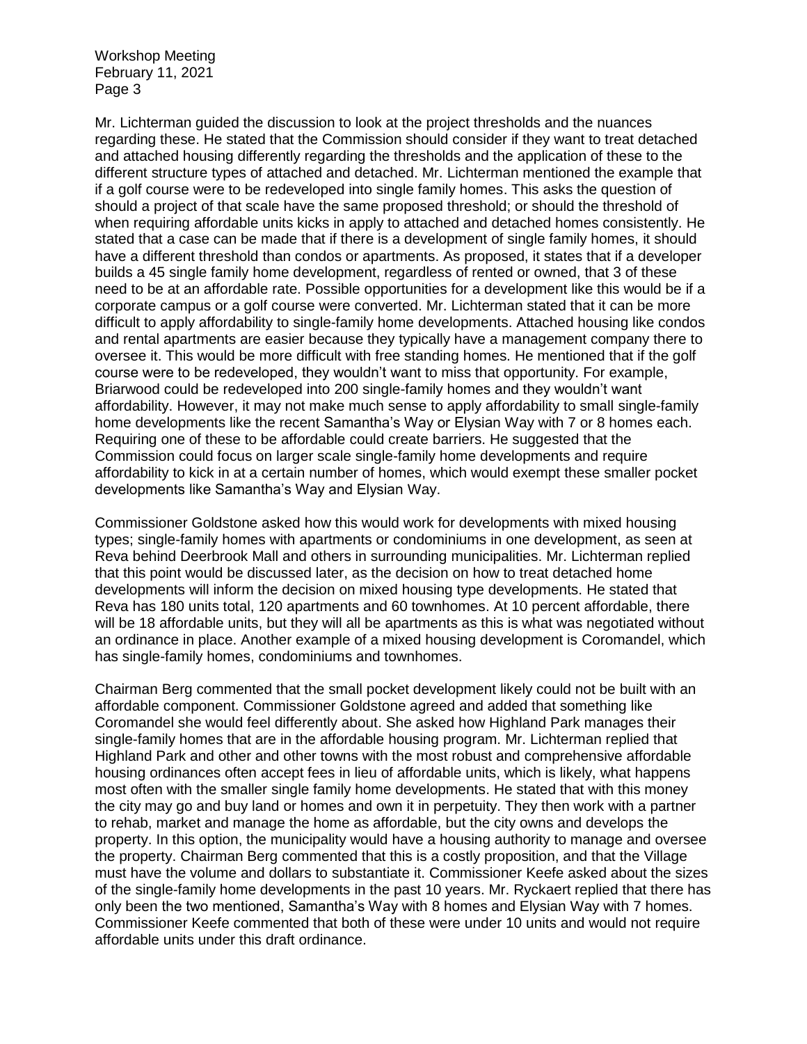Mr. Lichterman guided the discussion to look at the project thresholds and the nuances regarding these. He stated that the Commission should consider if they want to treat detached and attached housing differently regarding the thresholds and the application of these to the different structure types of attached and detached. Mr. Lichterman mentioned the example that if a golf course were to be redeveloped into single family homes. This asks the question of should a project of that scale have the same proposed threshold; or should the threshold of when requiring affordable units kicks in apply to attached and detached homes consistently. He stated that a case can be made that if there is a development of single family homes, it should have a different threshold than condos or apartments. As proposed, it states that if a developer builds a 45 single family home development, regardless of rented or owned, that 3 of these need to be at an affordable rate. Possible opportunities for a development like this would be if a corporate campus or a golf course were converted. Mr. Lichterman stated that it can be more difficult to apply affordability to single-family home developments. Attached housing like condos and rental apartments are easier because they typically have a management company there to oversee it. This would be more difficult with free standing homes. He mentioned that if the golf course were to be redeveloped, they wouldn't want to miss that opportunity. For example, Briarwood could be redeveloped into 200 single-family homes and they wouldn't want affordability. However, it may not make much sense to apply affordability to small single-family home developments like the recent Samantha's Way or Elysian Way with 7 or 8 homes each. Requiring one of these to be affordable could create barriers. He suggested that the Commission could focus on larger scale single-family home developments and require affordability to kick in at a certain number of homes, which would exempt these smaller pocket developments like Samantha's Way and Elysian Way.

Commissioner Goldstone asked how this would work for developments with mixed housing types; single-family homes with apartments or condominiums in one development, as seen at Reva behind Deerbrook Mall and others in surrounding municipalities. Mr. Lichterman replied that this point would be discussed later, as the decision on how to treat detached home developments will inform the decision on mixed housing type developments. He stated that Reva has 180 units total, 120 apartments and 60 townhomes. At 10 percent affordable, there will be 18 affordable units, but they will all be apartments as this is what was negotiated without an ordinance in place. Another example of a mixed housing development is Coromandel, which has single-family homes, condominiums and townhomes.

Chairman Berg commented that the small pocket development likely could not be built with an affordable component. Commissioner Goldstone agreed and added that something like Coromandel she would feel differently about. She asked how Highland Park manages their single-family homes that are in the affordable housing program. Mr. Lichterman replied that Highland Park and other and other towns with the most robust and comprehensive affordable housing ordinances often accept fees in lieu of affordable units, which is likely, what happens most often with the smaller single family home developments. He stated that with this money the city may go and buy land or homes and own it in perpetuity. They then work with a partner to rehab, market and manage the home as affordable, but the city owns and develops the property. In this option, the municipality would have a housing authority to manage and oversee the property. Chairman Berg commented that this is a costly proposition, and that the Village must have the volume and dollars to substantiate it. Commissioner Keefe asked about the sizes of the single-family home developments in the past 10 years. Mr. Ryckaert replied that there has only been the two mentioned, Samantha's Way with 8 homes and Elysian Way with 7 homes. Commissioner Keefe commented that both of these were under 10 units and would not require affordable units under this draft ordinance.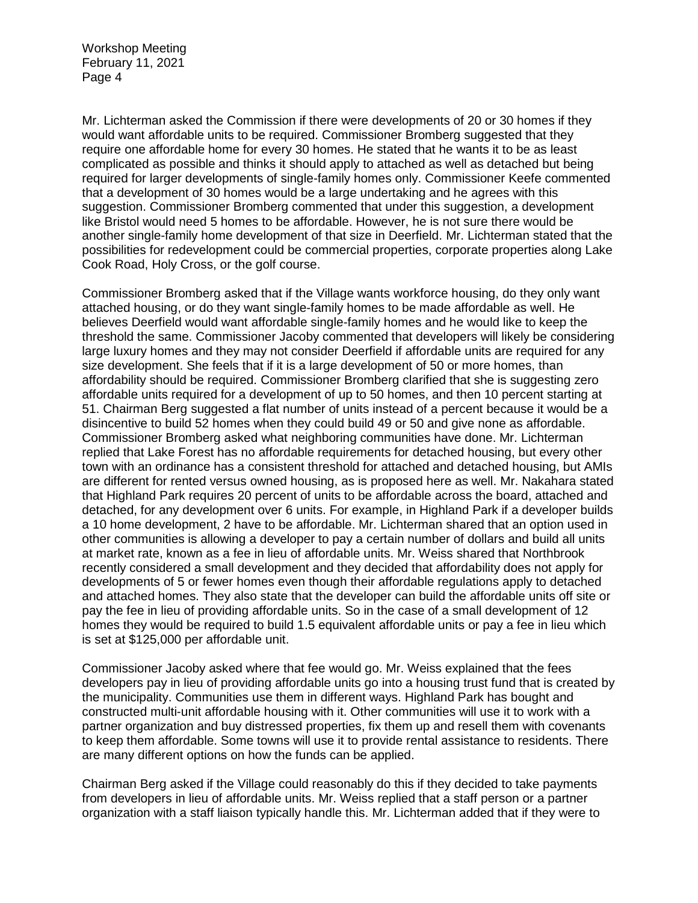Mr. Lichterman asked the Commission if there were developments of 20 or 30 homes if they would want affordable units to be required. Commissioner Bromberg suggested that they require one affordable home for every 30 homes. He stated that he wants it to be as least complicated as possible and thinks it should apply to attached as well as detached but being required for larger developments of single-family homes only. Commissioner Keefe commented that a development of 30 homes would be a large undertaking and he agrees with this suggestion. Commissioner Bromberg commented that under this suggestion, a development like Bristol would need 5 homes to be affordable. However, he is not sure there would be another single-family home development of that size in Deerfield. Mr. Lichterman stated that the possibilities for redevelopment could be commercial properties, corporate properties along Lake Cook Road, Holy Cross, or the golf course.

Commissioner Bromberg asked that if the Village wants workforce housing, do they only want attached housing, or do they want single-family homes to be made affordable as well. He believes Deerfield would want affordable single-family homes and he would like to keep the threshold the same. Commissioner Jacoby commented that developers will likely be considering large luxury homes and they may not consider Deerfield if affordable units are required for any size development. She feels that if it is a large development of 50 or more homes, than affordability should be required. Commissioner Bromberg clarified that she is suggesting zero affordable units required for a development of up to 50 homes, and then 10 percent starting at 51. Chairman Berg suggested a flat number of units instead of a percent because it would be a disincentive to build 52 homes when they could build 49 or 50 and give none as affordable. Commissioner Bromberg asked what neighboring communities have done. Mr. Lichterman replied that Lake Forest has no affordable requirements for detached housing, but every other town with an ordinance has a consistent threshold for attached and detached housing, but AMIs are different for rented versus owned housing, as is proposed here as well. Mr. Nakahara stated that Highland Park requires 20 percent of units to be affordable across the board, attached and detached, for any development over 6 units. For example, in Highland Park if a developer builds a 10 home development, 2 have to be affordable. Mr. Lichterman shared that an option used in other communities is allowing a developer to pay a certain number of dollars and build all units at market rate, known as a fee in lieu of affordable units. Mr. Weiss shared that Northbrook recently considered a small development and they decided that affordability does not apply for developments of 5 or fewer homes even though their affordable regulations apply to detached and attached homes. They also state that the developer can build the affordable units off site or pay the fee in lieu of providing affordable units. So in the case of a small development of 12 homes they would be required to build 1.5 equivalent affordable units or pay a fee in lieu which is set at $125,000 per affordable unit.

Commissioner Jacoby asked where that fee would go. Mr. Weiss explained that the fees developers pay in lieu of providing affordable units go into a housing trust fund that is created by the municipality. Communities use them in different ways. Highland Park has bought and constructed multi-unit affordable housing with it. Other communities will use it to work with a partner organization and buy distressed properties, fix them up and resell them with covenants to keep them affordable. Some towns will use it to provide rental assistance to residents. There are many different options on how the funds can be applied.

Chairman Berg asked if the Village could reasonably do this if they decided to take payments from developers in lieu of affordable units. Mr. Weiss replied that a staff person or a partner organization with a staff liaison typically handle this. Mr. Lichterman added that if they were to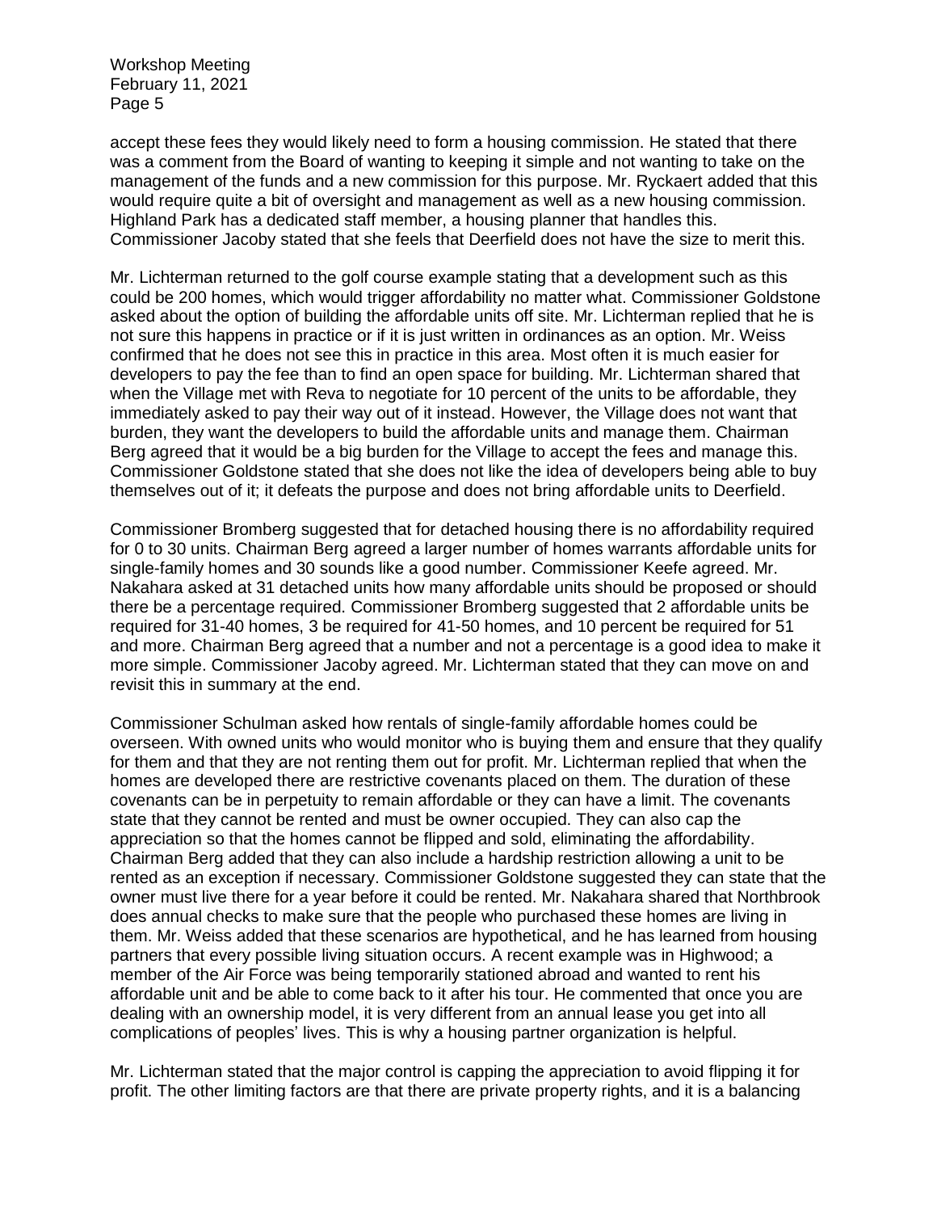accept these fees they would likely need to form a housing commission. He stated that there was a comment from the Board of wanting to keeping it simple and not wanting to take on the management of the funds and a new commission for this purpose. Mr. Ryckaert added that this would require quite a bit of oversight and management as well as a new housing commission. Highland Park has a dedicated staff member, a housing planner that handles this. Commissioner Jacoby stated that she feels that Deerfield does not have the size to merit this.

Mr. Lichterman returned to the golf course example stating that a development such as this could be 200 homes, which would trigger affordability no matter what. Commissioner Goldstone asked about the option of building the affordable units off site. Mr. Lichterman replied that he is not sure this happens in practice or if it is just written in ordinances as an option. Mr. Weiss confirmed that he does not see this in practice in this area. Most often it is much easier for developers to pay the fee than to find an open space for building. Mr. Lichterman shared that when the Village met with Reva to negotiate for 10 percent of the units to be affordable, they immediately asked to pay their way out of it instead. However, the Village does not want that burden, they want the developers to build the affordable units and manage them. Chairman Berg agreed that it would be a big burden for the Village to accept the fees and manage this. Commissioner Goldstone stated that she does not like the idea of developers being able to buy themselves out of it; it defeats the purpose and does not bring affordable units to Deerfield.

Commissioner Bromberg suggested that for detached housing there is no affordability required for 0 to 30 units. Chairman Berg agreed a larger number of homes warrants affordable units for single-family homes and 30 sounds like a good number. Commissioner Keefe agreed. Mr. Nakahara asked at 31 detached units how many affordable units should be proposed or should there be a percentage required. Commissioner Bromberg suggested that 2 affordable units be required for 31-40 homes, 3 be required for 41-50 homes, and 10 percent be required for 51 and more. Chairman Berg agreed that a number and not a percentage is a good idea to make it more simple. Commissioner Jacoby agreed. Mr. Lichterman stated that they can move on and revisit this in summary at the end.

Commissioner Schulman asked how rentals of single-family affordable homes could be overseen. With owned units who would monitor who is buying them and ensure that they qualify for them and that they are not renting them out for profit. Mr. Lichterman replied that when the homes are developed there are restrictive covenants placed on them. The duration of these covenants can be in perpetuity to remain affordable or they can have a limit. The covenants state that they cannot be rented and must be owner occupied. They can also cap the appreciation so that the homes cannot be flipped and sold, eliminating the affordability. Chairman Berg added that they can also include a hardship restriction allowing a unit to be rented as an exception if necessary. Commissioner Goldstone suggested they can state that the owner must live there for a year before it could be rented. Mr. Nakahara shared that Northbrook does annual checks to make sure that the people who purchased these homes are living in them. Mr. Weiss added that these scenarios are hypothetical, and he has learned from housing partners that every possible living situation occurs. A recent example was in Highwood; a member of the Air Force was being temporarily stationed abroad and wanted to rent his affordable unit and be able to come back to it after his tour. He commented that once you are dealing with an ownership model, it is very different from an annual lease you get into all complications of peoples' lives. This is why a housing partner organization is helpful.

Mr. Lichterman stated that the major control is capping the appreciation to avoid flipping it for profit. The other limiting factors are that there are private property rights, and it is a balancing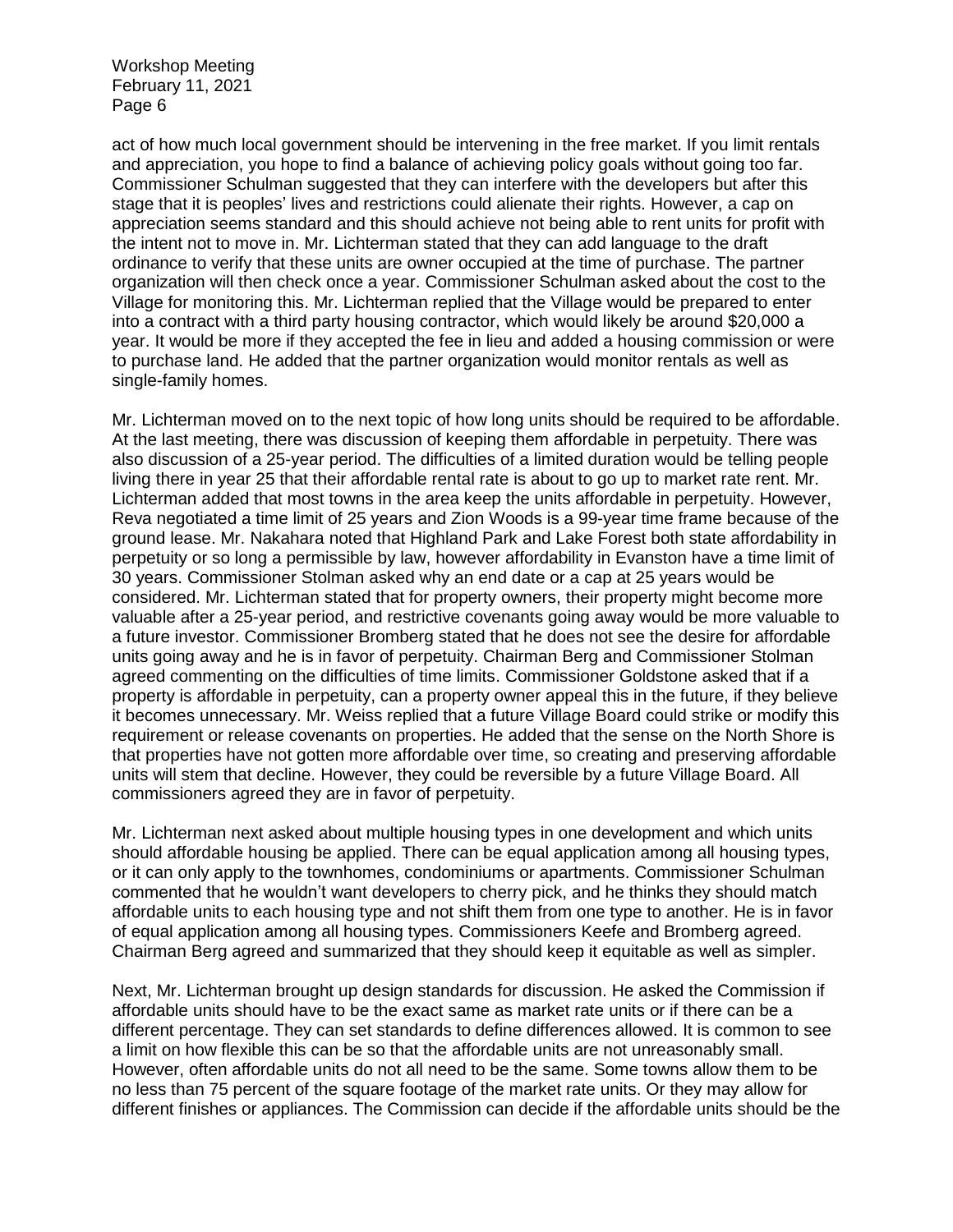act of how much local government should be intervening in the free market. If you limit rentals and appreciation, you hope to find a balance of achieving policy goals without going too far. Commissioner Schulman suggested that they can interfere with the developers but after this stage that it is peoples' lives and restrictions could alienate their rights. However, a cap on appreciation seems standard and this should achieve not being able to rent units for profit with the intent not to move in. Mr. Lichterman stated that they can add language to the draft ordinance to verify that these units are owner occupied at the time of purchase. The partner organization will then check once a year. Commissioner Schulman asked about the cost to the Village for monitoring this. Mr. Lichterman replied that the Village would be prepared to enter into a contract with a third party housing contractor, which would likely be around $20,000 a year. It would be more if they accepted the fee in lieu and added a housing commission or were to purchase land. He added that the partner organization would monitor rentals as well as single-family homes.

Mr. Lichterman moved on to the next topic of how long units should be required to be affordable. At the last meeting, there was discussion of keeping them affordable in perpetuity. There was also discussion of a 25-year period. The difficulties of a limited duration would be telling people living there in year 25 that their affordable rental rate is about to go up to market rate rent. Mr. Lichterman added that most towns in the area keep the units affordable in perpetuity. However, Reva negotiated a time limit of 25 years and Zion Woods is a 99-year time frame because of the ground lease. Mr. Nakahara noted that Highland Park and Lake Forest both state affordability in perpetuity or so long a permissible by law, however affordability in Evanston have a time limit of 30 years. Commissioner Stolman asked why an end date or a cap at 25 years would be considered. Mr. Lichterman stated that for property owners, their property might become more valuable after a 25-year period, and restrictive covenants going away would be more valuable to a future investor. Commissioner Bromberg stated that he does not see the desire for affordable units going away and he is in favor of perpetuity. Chairman Berg and Commissioner Stolman agreed commenting on the difficulties of time limits. Commissioner Goldstone asked that if a property is affordable in perpetuity, can a property owner appeal this in the future, if they believe it becomes unnecessary. Mr. Weiss replied that a future Village Board could strike or modify this requirement or release covenants on properties. He added that the sense on the North Shore is that properties have not gotten more affordable over time, so creating and preserving affordable units will stem that decline. However, they could be reversible by a future Village Board. All commissioners agreed they are in favor of perpetuity.

Mr. Lichterman next asked about multiple housing types in one development and which units should affordable housing be applied. There can be equal application among all housing types, or it can only apply to the townhomes, condominiums or apartments. Commissioner Schulman commented that he wouldn't want developers to cherry pick, and he thinks they should match affordable units to each housing type and not shift them from one type to another. He is in favor of equal application among all housing types. Commissioners Keefe and Bromberg agreed. Chairman Berg agreed and summarized that they should keep it equitable as well as simpler.

Next, Mr. Lichterman brought up design standards for discussion. He asked the Commission if affordable units should have to be the exact same as market rate units or if there can be a different percentage. They can set standards to define differences allowed. It is common to see a limit on how flexible this can be so that the affordable units are not unreasonably small. However, often affordable units do not all need to be the same. Some towns allow them to be no less than 75 percent of the square footage of the market rate units. Or they may allow for different finishes or appliances. The Commission can decide if the affordable units should be the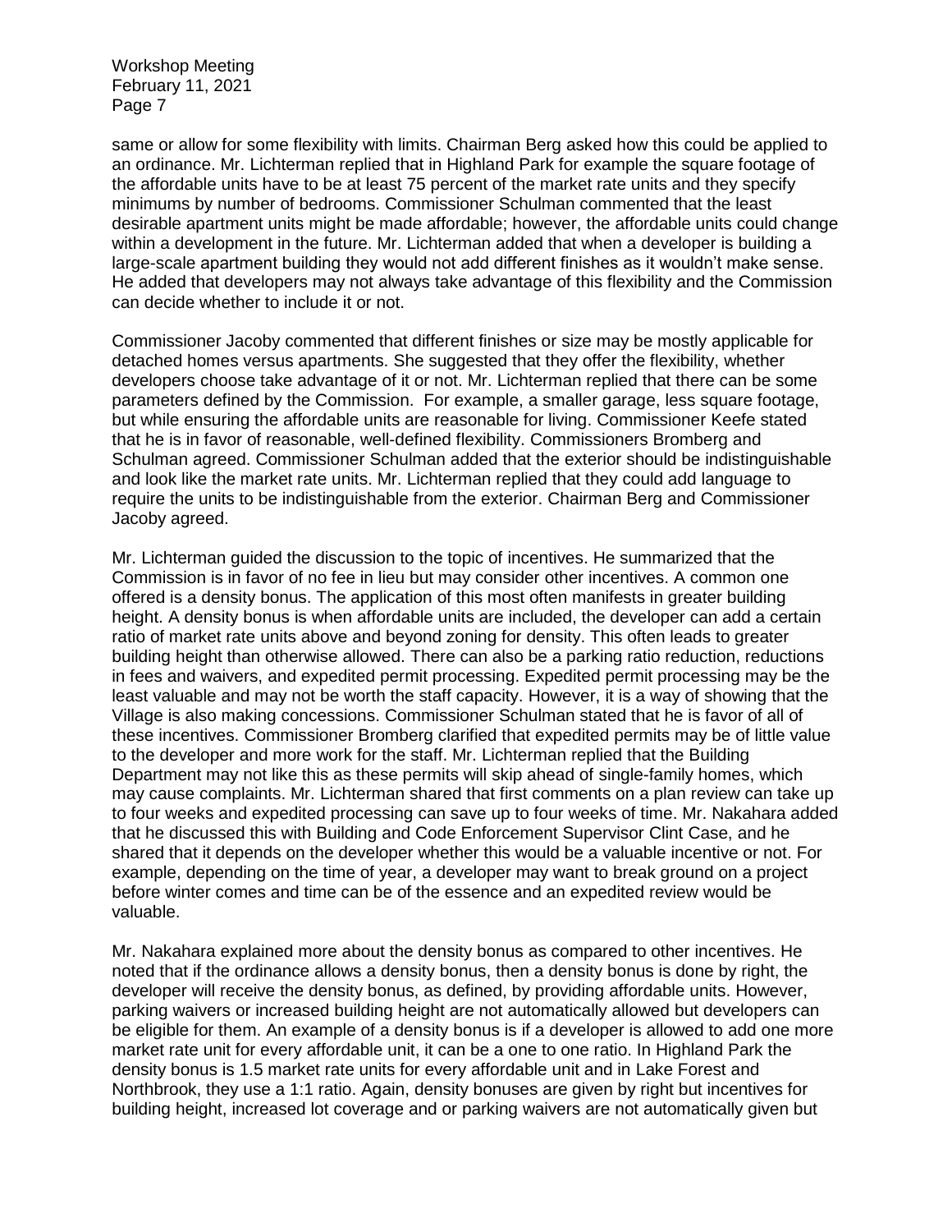same or allow for some flexibility with limits. Chairman Berg asked how this could be applied to an ordinance. Mr. Lichterman replied that in Highland Park for example the square footage of the affordable units have to be at least 75 percent of the market rate units and they specify minimums by number of bedrooms. Commissioner Schulman commented that the least desirable apartment units might be made affordable; however, the affordable units could change within a development in the future. Mr. Lichterman added that when a developer is building a large-scale apartment building they would not add different finishes as it wouldn't make sense. He added that developers may not always take advantage of this flexibility and the Commission can decide whether to include it or not.

Commissioner Jacoby commented that different finishes or size may be mostly applicable for detached homes versus apartments. She suggested that they offer the flexibility, whether developers choose take advantage of it or not. Mr. Lichterman replied that there can be some parameters defined by the Commission. For example, a smaller garage, less square footage, but while ensuring the affordable units are reasonable for living. Commissioner Keefe stated that he is in favor of reasonable, well-defined flexibility. Commissioners Bromberg and Schulman agreed. Commissioner Schulman added that the exterior should be indistinguishable and look like the market rate units. Mr. Lichterman replied that they could add language to require the units to be indistinguishable from the exterior. Chairman Berg and Commissioner Jacoby agreed.

Mr. Lichterman guided the discussion to the topic of incentives. He summarized that the Commission is in favor of no fee in lieu but may consider other incentives. A common one offered is a density bonus. The application of this most often manifests in greater building height. A density bonus is when affordable units are included, the developer can add a certain ratio of market rate units above and beyond zoning for density. This often leads to greater building height than otherwise allowed. There can also be a parking ratio reduction, reductions in fees and waivers, and expedited permit processing. Expedited permit processing may be the least valuable and may not be worth the staff capacity. However, it is a way of showing that the Village is also making concessions. Commissioner Schulman stated that he is favor of all of these incentives. Commissioner Bromberg clarified that expedited permits may be of little value to the developer and more work for the staff. Mr. Lichterman replied that the Building Department may not like this as these permits will skip ahead of single-family homes, which may cause complaints. Mr. Lichterman shared that first comments on a plan review can take up to four weeks and expedited processing can save up to four weeks of time. Mr. Nakahara added that he discussed this with Building and Code Enforcement Supervisor Clint Case, and he shared that it depends on the developer whether this would be a valuable incentive or not. For example, depending on the time of year, a developer may want to break ground on a project before winter comes and time can be of the essence and an expedited review would be valuable.

Mr. Nakahara explained more about the density bonus as compared to other incentives. He noted that if the ordinance allows a density bonus, then a density bonus is done by right, the developer will receive the density bonus, as defined, by providing affordable units. However, parking waivers or increased building height are not automatically allowed but developers can be eligible for them. An example of a density bonus is if a developer is allowed to add one more market rate unit for every affordable unit, it can be a one to one ratio. In Highland Park the density bonus is 1.5 market rate units for every affordable unit and in Lake Forest and Northbrook, they use a 1:1 ratio. Again, density bonuses are given by right but incentives for building height, increased lot coverage and or parking waivers are not automatically given but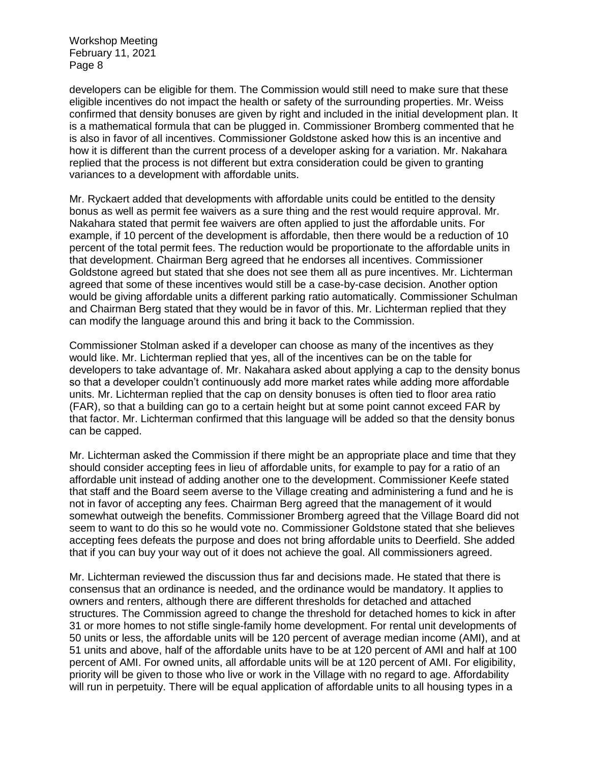developers can be eligible for them. The Commission would still need to make sure that these eligible incentives do not impact the health or safety of the surrounding properties. Mr. Weiss confirmed that density bonuses are given by right and included in the initial development plan. It is a mathematical formula that can be plugged in. Commissioner Bromberg commented that he is also in favor of all incentives. Commissioner Goldstone asked how this is an incentive and how it is different than the current process of a developer asking for a variation. Mr. Nakahara replied that the process is not different but extra consideration could be given to granting variances to a development with affordable units.

Mr. Ryckaert added that developments with affordable units could be entitled to the density bonus as well as permit fee waivers as a sure thing and the rest would require approval. Mr. Nakahara stated that permit fee waivers are often applied to just the affordable units. For example, if 10 percent of the development is affordable, then there would be a reduction of 10 percent of the total permit fees. The reduction would be proportionate to the affordable units in that development. Chairman Berg agreed that he endorses all incentives. Commissioner Goldstone agreed but stated that she does not see them all as pure incentives. Mr. Lichterman agreed that some of these incentives would still be a case-by-case decision. Another option would be giving affordable units a different parking ratio automatically. Commissioner Schulman and Chairman Berg stated that they would be in favor of this. Mr. Lichterman replied that they can modify the language around this and bring it back to the Commission.

Commissioner Stolman asked if a developer can choose as many of the incentives as they would like. Mr. Lichterman replied that yes, all of the incentives can be on the table for developers to take advantage of. Mr. Nakahara asked about applying a cap to the density bonus so that a developer couldn't continuously add more market rates while adding more affordable units. Mr. Lichterman replied that the cap on density bonuses is often tied to floor area ratio (FAR), so that a building can go to a certain height but at some point cannot exceed FAR by that factor. Mr. Lichterman confirmed that this language will be added so that the density bonus can be capped.

Mr. Lichterman asked the Commission if there might be an appropriate place and time that they should consider accepting fees in lieu of affordable units, for example to pay for a ratio of an affordable unit instead of adding another one to the development. Commissioner Keefe stated that staff and the Board seem averse to the Village creating and administering a fund and he is not in favor of accepting any fees. Chairman Berg agreed that the management of it would somewhat outweigh the benefits. Commissioner Bromberg agreed that the Village Board did not seem to want to do this so he would vote no. Commissioner Goldstone stated that she believes accepting fees defeats the purpose and does not bring affordable units to Deerfield. She added that if you can buy your way out of it does not achieve the goal. All commissioners agreed.

Mr. Lichterman reviewed the discussion thus far and decisions made. He stated that there is consensus that an ordinance is needed, and the ordinance would be mandatory. It applies to owners and renters, although there are different thresholds for detached and attached structures. The Commission agreed to change the threshold for detached homes to kick in after 31 or more homes to not stifle single-family home development. For rental unit developments of 50 units or less, the affordable units will be 120 percent of average median income (AMI), and at 51 units and above, half of the affordable units have to be at 120 percent of AMI and half at 100 percent of AMI. For owned units, all affordable units will be at 120 percent of AMI. For eligibility, priority will be given to those who live or work in the Village with no regard to age. Affordability will run in perpetuity. There will be equal application of affordable units to all housing types in a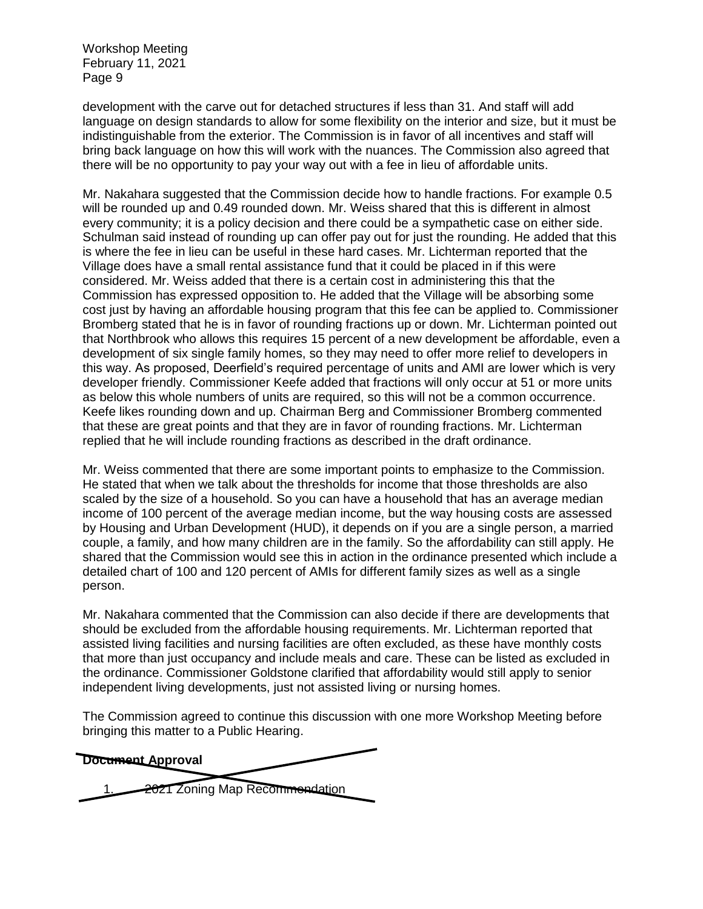development with the carve out for detached structures if less than 31. And staff will add language on design standards to allow for some flexibility on the interior and size, but it must be indistinguishable from the exterior. The Commission is in favor of all incentives and staff will bring back language on how this will work with the nuances. The Commission also agreed that there will be no opportunity to pay your way out with a fee in lieu of affordable units.

Mr. Nakahara suggested that the Commission decide how to handle fractions. For example 0.5 will be rounded up and 0.49 rounded down. Mr. Weiss shared that this is different in almost every community; it is a policy decision and there could be a sympathetic case on either side. Schulman said instead of rounding up can offer pay out for just the rounding. He added that this is where the fee in lieu can be useful in these hard cases. Mr. Lichterman reported that the Village does have a small rental assistance fund that it could be placed in if this were considered. Mr. Weiss added that there is a certain cost in administering this that the Commission has expressed opposition to. He added that the Village will be absorbing some cost just by having an affordable housing program that this fee can be applied to. Commissioner Bromberg stated that he is in favor of rounding fractions up or down. Mr. Lichterman pointed out that Northbrook who allows this requires 15 percent of a new development be affordable, even a development of six single family homes, so they may need to offer more relief to developers in this way. As proposed, Deerfield's required percentage of units and AMI are lower which is very developer friendly. Commissioner Keefe added that fractions will only occur at 51 or more units as below this whole numbers of units are required, so this will not be a common occurrence. Keefe likes rounding down and up. Chairman Berg and Commissioner Bromberg commented that these are great points and that they are in favor of rounding fractions. Mr. Lichterman replied that he will include rounding fractions as described in the draft ordinance.

Mr. Weiss commented that there are some important points to emphasize to the Commission. He stated that when we talk about the thresholds for income that those thresholds are also scaled by the size of a household. So you can have a household that has an average median income of 100 percent of the average median income, but the way housing costs are assessed by Housing and Urban Development (HUD), it depends on if you are a single person, a married couple, a family, and how many children are in the family. So the affordability can still apply. He shared that the Commission would see this in action in the ordinance presented which include a detailed chart of 100 and 120 percent of AMIs for different family sizes as well as a single person.

Mr. Nakahara commented that the Commission can also decide if there are developments that should be excluded from the affordable housing requirements. Mr. Lichterman reported that assisted living facilities and nursing facilities are often excluded, as these have monthly costs that more than just occupancy and include meals and care. These can be listed as excluded in the ordinance. Commissioner Goldstone clarified that affordability would still apply to senior independent living developments, just not assisted living or nursing homes.

The Commission agreed to continue this discussion with one more Workshop Meeting before bringing this matter to a Public Hearing.

~~**Document Approval**~~

~~1. 2021 Zoning Map Recommendation~~